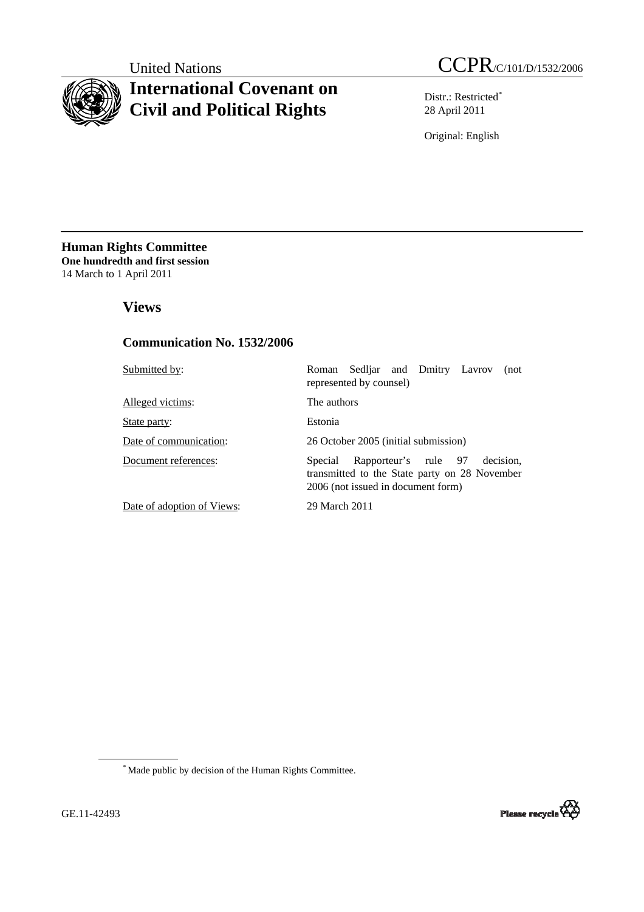United Nations

# International Covenant on Civil and Political Rights

CCPR/C/101/D/1532/2006

Distr.: Restricted[*]
28 April 2011

Original: English

**Human Rights Committee**
**One hundredth and first session**
14 March to 1 April 2011

## Views

### Communication No. 1532/2006

| | |
|---|---|
| Submitted by: | Roman Sedljar and Dmitry Lavrov (not represented by counsel) |
| Alleged victims: | The authors |
| State party: | Estonia |
| Date of communication: | 26 October 2005 (initial submission) |
| Document references: | Special Rapporteur's rule 97 decision, transmitted to the State party on 28 November 2006 (not issued in document form) |
| Date of adoption of Views: | 29 March 2011 |

[*] Made public by decision of the Human Rights Committee.

GE.11-42493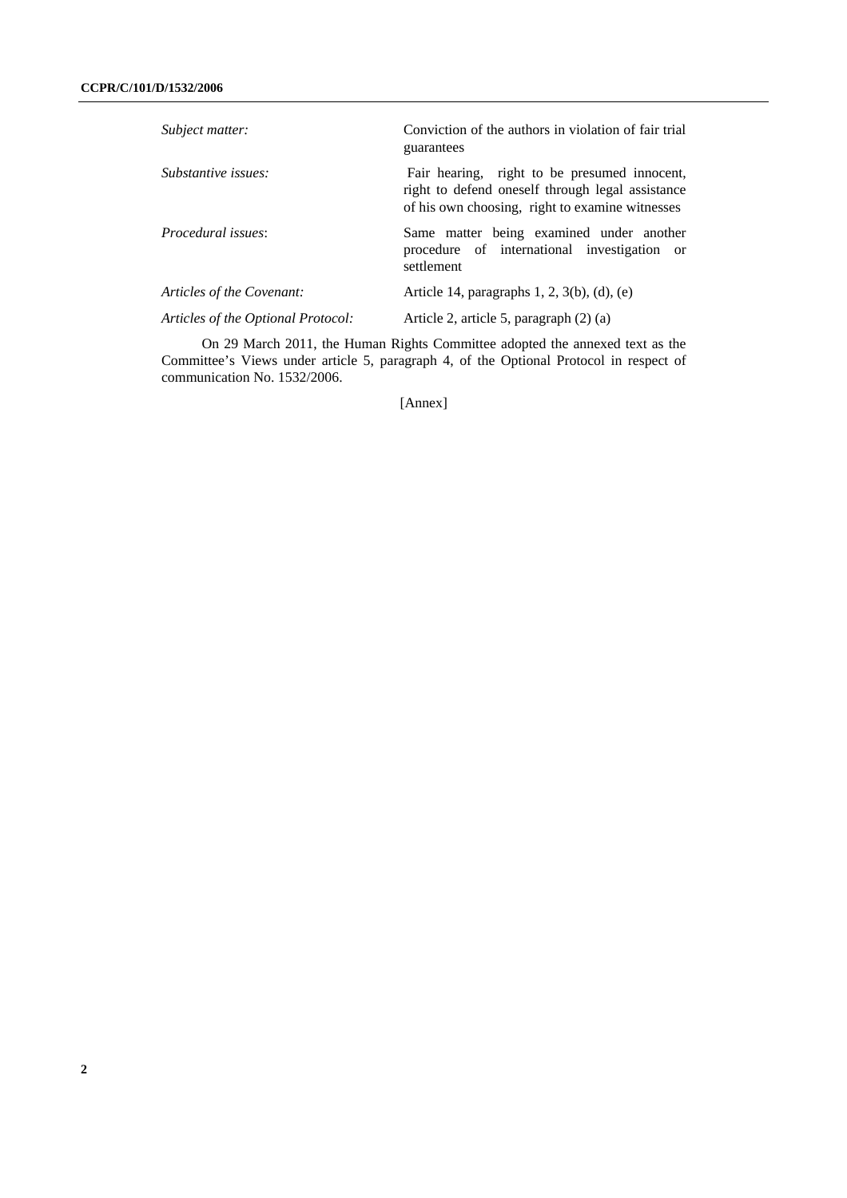| | |
|---|---|
| *Subject matter:* | Conviction of the authors in violation of fair trial guarantees |
| *Substantive issues:* | Fair hearing, right to be presumed innocent, right to defend oneself through legal assistance of his own choosing, right to examine witnesses |
| *Procedural issues*: | Same matter being examined under another procedure of international investigation or settlement |
| *Articles of the Covenant:* | Article 14, paragraphs 1, 2, 3(b), (d), (e) |
| *Articles of the Optional Protocol:* | Article 2, article 5, paragraph (2) (a) |

On 29 March 2011, the Human Rights Committee adopted the annexed text as the Committee's Views under article 5, paragraph 4, of the Optional Protocol in respect of communication No. 1532/2006.

[Annex]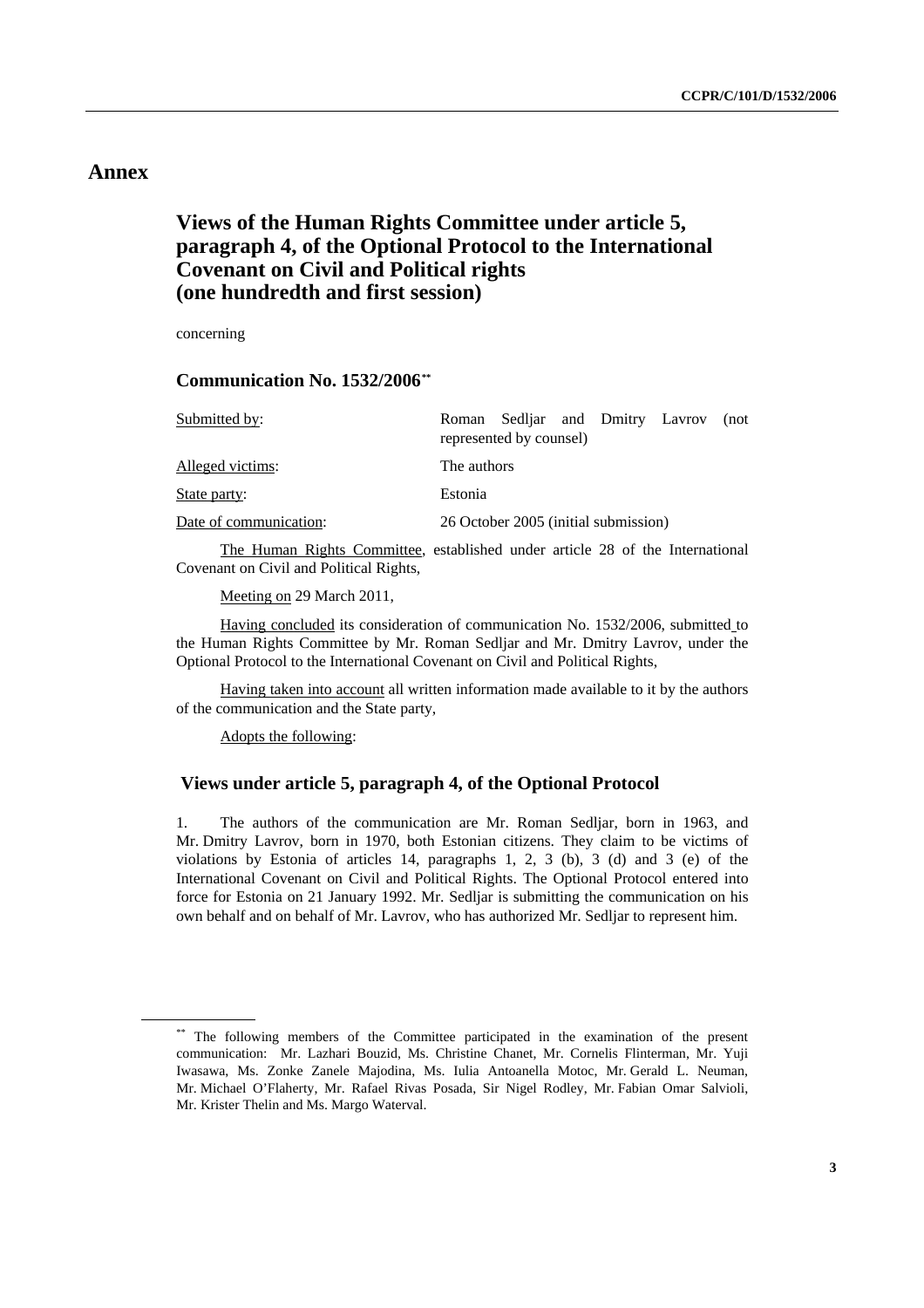# Annex

## Views of the Human Rights Committee under article 5, paragraph 4, of the Optional Protocol to the International Covenant on Civil and Political rights (one hundredth and first session)

concerning

### Communication No. 1532/2006[**]

| | |
|---|---|
| Submitted by: | Roman Sedljar and Dmitry Lavrov (not represented by counsel) |
| Alleged victims: | The authors |
| State party: | Estonia |
| Date of communication: | 26 October 2005 (initial submission) |

The Human Rights Committee, established under article 28 of the International Covenant on Civil and Political Rights,

Meeting on 29 March 2011,

Having concluded its consideration of communication No. 1532/2006, submitted to the Human Rights Committee by Mr. Roman Sedljar and Mr. Dmitry Lavrov, under the Optional Protocol to the International Covenant on Civil and Political Rights,

Having taken into account all written information made available to it by the authors of the communication and the State party,

Adopts the following:

### Views under article 5, paragraph 4, of the Optional Protocol

1. The authors of the communication are Mr. Roman Sedljar, born in 1963, and Mr. Dmitry Lavrov, born in 1970, both Estonian citizens. They claim to be victims of violations by Estonia of articles 14, paragraphs 1, 2, 3 (b), 3 (d) and 3 (e) of the International Covenant on Civil and Political Rights. The Optional Protocol entered into force for Estonia on 21 January 1992. Mr. Sedljar is submitting the communication on his own behalf and on behalf of Mr. Lavrov, who has authorized Mr. Sedljar to represent him.

---

[**] The following members of the Committee participated in the examination of the present communication: Mr. Lazhari Bouzid, Ms. Christine Chanet, Mr. Cornelis Flinterman, Mr. Yuji Iwasawa, Ms. Zonke Zanele Majodina, Ms. Iulia Antoanella Motoc, Mr. Gerald L. Neuman, Mr. Michael O'Flaherty, Mr. Rafael Rivas Posada, Sir Nigel Rodley, Mr. Fabian Omar Salvioli, Mr. Krister Thelin and Ms. Margo Waterval.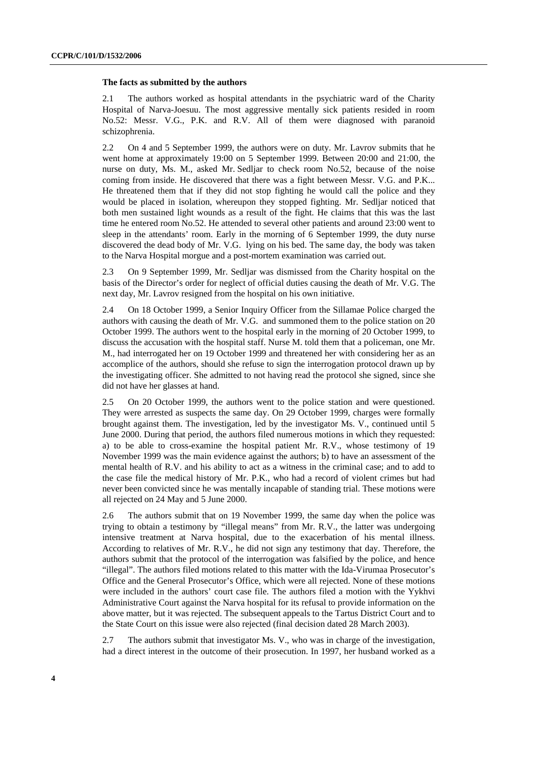### The facts as submitted by the authors

2.1 The authors worked as hospital attendants in the psychiatric ward of the Charity Hospital of Narva-Joesuu. The most aggressive mentally sick patients resided in room No.52: Messr. V.G., P.K. and R.V. All of them were diagnosed with paranoid schizophrenia.

2.2 On 4 and 5 September 1999, the authors were on duty. Mr. Lavrov submits that he went home at approximately 19:00 on 5 September 1999. Between 20:00 and 21:00, the nurse on duty, Ms. M., asked Mr. Sedljar to check room No.52, because of the noise coming from inside. He discovered that there was a fight between Messr. V.G. and P.K... He threatened them that if they did not stop fighting he would call the police and they would be placed in isolation, whereupon they stopped fighting. Mr. Sedljar noticed that both men sustained light wounds as a result of the fight. He claims that this was the last time he entered room No.52. He attended to several other patients and around 23:00 went to sleep in the attendants' room. Early in the morning of 6 September 1999, the duty nurse discovered the dead body of Mr. V.G. lying on his bed. The same day, the body was taken to the Narva Hospital morgue and a post-mortem examination was carried out.

2.3 On 9 September 1999, Mr. Sedljar was dismissed from the Charity hospital on the basis of the Director's order for neglect of official duties causing the death of Mr. V.G. The next day, Mr. Lavrov resigned from the hospital on his own initiative.

2.4 On 18 October 1999, a Senior Inquiry Officer from the Sillamae Police charged the authors with causing the death of Mr. V.G. and summoned them to the police station on 20 October 1999. The authors went to the hospital early in the morning of 20 October 1999, to discuss the accusation with the hospital staff. Nurse M. told them that a policeman, one Mr. M., had interrogated her on 19 October 1999 and threatened her with considering her as an accomplice of the authors, should she refuse to sign the interrogation protocol drawn up by the investigating officer. She admitted to not having read the protocol she signed, since she did not have her glasses at hand.

2.5 On 20 October 1999, the authors went to the police station and were questioned. They were arrested as suspects the same day. On 29 October 1999, charges were formally brought against them. The investigation, led by the investigator Ms. V., continued until 5 June 2000. During that period, the authors filed numerous motions in which they requested: a) to be able to cross-examine the hospital patient Mr. R.V., whose testimony of 19 November 1999 was the main evidence against the authors; b) to have an assessment of the mental health of R.V. and his ability to act as a witness in the criminal case; and to add to the case file the medical history of Mr. P.K., who had a record of violent crimes but had never been convicted since he was mentally incapable of standing trial. These motions were all rejected on 24 May and 5 June 2000.

2.6 The authors submit that on 19 November 1999, the same day when the police was trying to obtain a testimony by "illegal means" from Mr. R.V., the latter was undergoing intensive treatment at Narva hospital, due to the exacerbation of his mental illness. According to relatives of Mr. R.V., he did not sign any testimony that day. Therefore, the authors submit that the protocol of the interrogation was falsified by the police, and hence "illegal". The authors filed motions related to this matter with the Ida-Virumaa Prosecutor's Office and the General Prosecutor's Office, which were all rejected. None of these motions were included in the authors' court case file. The authors filed a motion with the Yykhvi Administrative Court against the Narva hospital for its refusal to provide information on the above matter, but it was rejected. The subsequent appeals to the Tartus District Court and to the State Court on this issue were also rejected (final decision dated 28 March 2003).

2.7 The authors submit that investigator Ms. V., who was in charge of the investigation, had a direct interest in the outcome of their prosecution. In 1997, her husband worked as a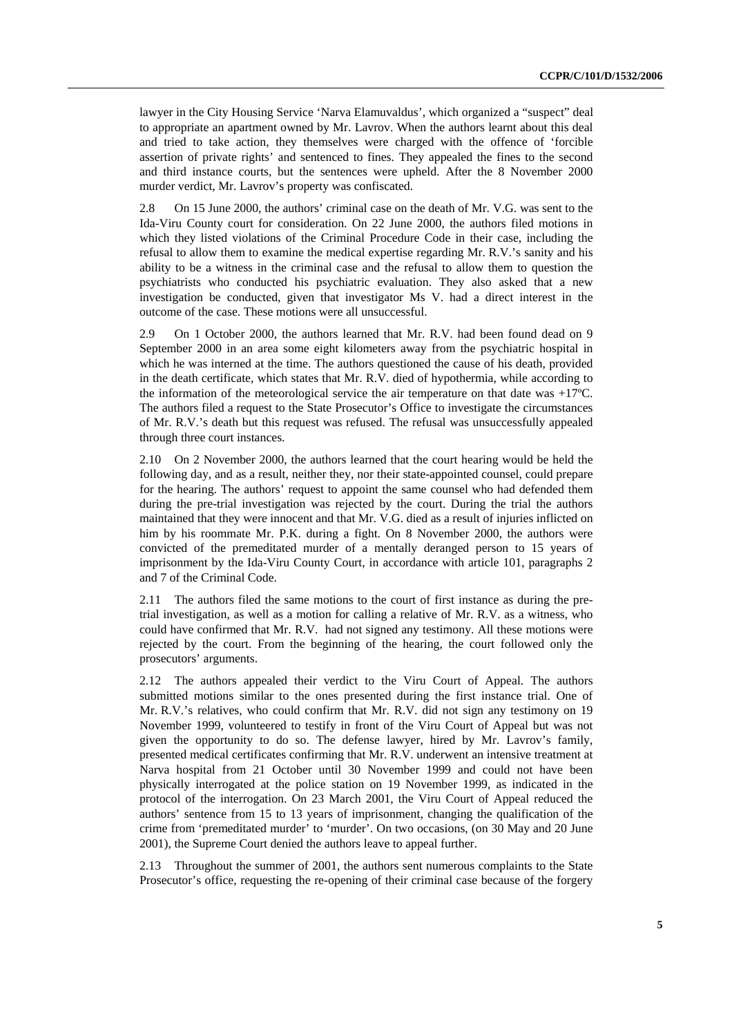lawyer in the City Housing Service 'Narva Elamuvaldus', which organized a "suspect" deal to appropriate an apartment owned by Mr. Lavrov. When the authors learnt about this deal and tried to take action, they themselves were charged with the offence of 'forcible assertion of private rights' and sentenced to fines. They appealed the fines to the second and third instance courts, but the sentences were upheld. After the 8 November 2000 murder verdict, Mr. Lavrov's property was confiscated.

2.8 On 15 June 2000, the authors' criminal case on the death of Mr. V.G. was sent to the Ida-Viru County court for consideration. On 22 June 2000, the authors filed motions in which they listed violations of the Criminal Procedure Code in their case, including the refusal to allow them to examine the medical expertise regarding Mr. R.V.'s sanity and his ability to be a witness in the criminal case and the refusal to allow them to question the psychiatrists who conducted his psychiatric evaluation. They also asked that a new investigation be conducted, given that investigator Ms V. had a direct interest in the outcome of the case. These motions were all unsuccessful.

2.9 On 1 October 2000, the authors learned that Mr. R.V. had been found dead on 9 September 2000 in an area some eight kilometers away from the psychiatric hospital in which he was interned at the time. The authors questioned the cause of his death, provided in the death certificate, which states that Mr. R.V. died of hypothermia, while according to the information of the meteorological service the air temperature on that date was +17ºC. The authors filed a request to the State Prosecutor's Office to investigate the circumstances of Mr. R.V.'s death but this request was refused. The refusal was unsuccessfully appealed through three court instances.

2.10 On 2 November 2000, the authors learned that the court hearing would be held the following day, and as a result, neither they, nor their state-appointed counsel, could prepare for the hearing. The authors' request to appoint the same counsel who had defended them during the pre-trial investigation was rejected by the court. During the trial the authors maintained that they were innocent and that Mr. V.G. died as a result of injuries inflicted on him by his roommate Mr. P.K. during a fight. On 8 November 2000, the authors were convicted of the premeditated murder of a mentally deranged person to 15 years of imprisonment by the Ida-Viru County Court, in accordance with article 101, paragraphs 2 and 7 of the Criminal Code.

2.11 The authors filed the same motions to the court of first instance as during the pre-trial investigation, as well as a motion for calling a relative of Mr. R.V. as a witness, who could have confirmed that Mr. R.V. had not signed any testimony. All these motions were rejected by the court. From the beginning of the hearing, the court followed only the prosecutors' arguments.

2.12 The authors appealed their verdict to the Viru Court of Appeal. The authors submitted motions similar to the ones presented during the first instance trial. One of Mr. R.V.'s relatives, who could confirm that Mr. R.V. did not sign any testimony on 19 November 1999, volunteered to testify in front of the Viru Court of Appeal but was not given the opportunity to do so. The defense lawyer, hired by Mr. Lavrov's family, presented medical certificates confirming that Mr. R.V. underwent an intensive treatment at Narva hospital from 21 October until 30 November 1999 and could not have been physically interrogated at the police station on 19 November 1999, as indicated in the protocol of the interrogation. On 23 March 2001, the Viru Court of Appeal reduced the authors' sentence from 15 to 13 years of imprisonment, changing the qualification of the crime from 'premeditated murder' to 'murder'. On two occasions, (on 30 May and 20 June 2001), the Supreme Court denied the authors leave to appeal further.

2.13 Throughout the summer of 2001, the authors sent numerous complaints to the State Prosecutor's office, requesting the re-opening of their criminal case because of the forgery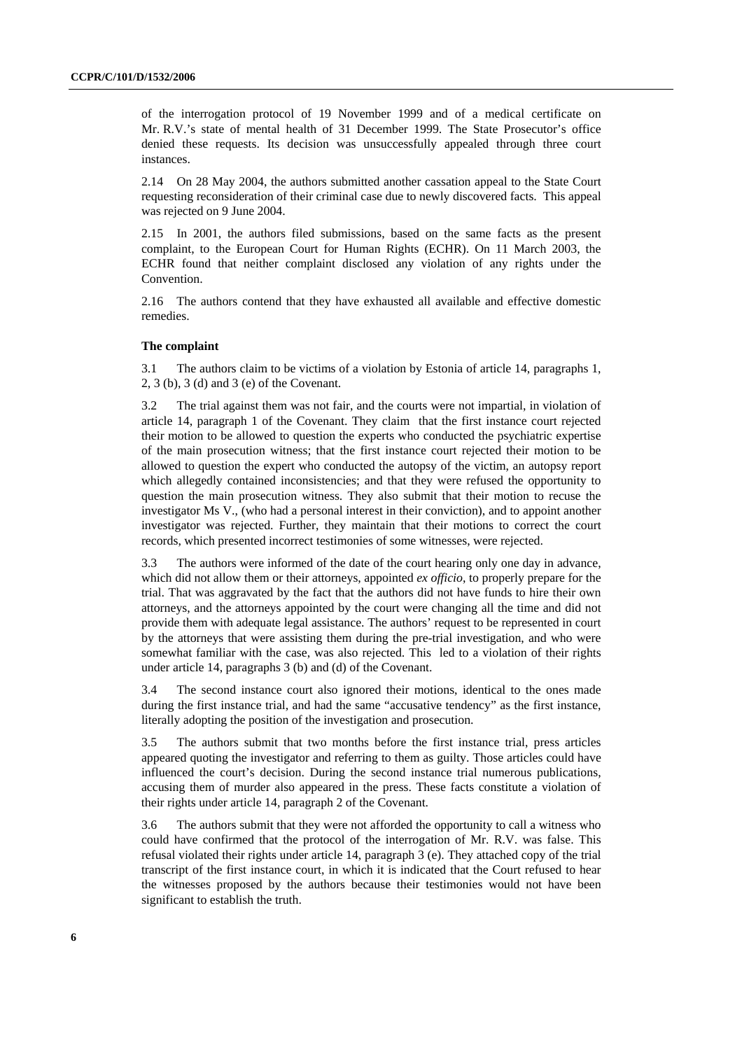of the interrogation protocol of 19 November 1999 and of a medical certificate on Mr. R.V.'s state of mental health of 31 December 1999. The State Prosecutor's office denied these requests. Its decision was unsuccessfully appealed through three court instances.

2.14 On 28 May 2004, the authors submitted another cassation appeal to the State Court requesting reconsideration of their criminal case due to newly discovered facts. This appeal was rejected on 9 June 2004.

2.15 In 2001, the authors filed submissions, based on the same facts as the present complaint, to the European Court for Human Rights (ECHR). On 11 March 2003, the ECHR found that neither complaint disclosed any violation of any rights under the Convention.

2.16 The authors contend that they have exhausted all available and effective domestic remedies.

### The complaint

3.1 The authors claim to be victims of a violation by Estonia of article 14, paragraphs 1, 2, 3 (b), 3 (d) and 3 (e) of the Covenant.

3.2 The trial against them was not fair, and the courts were not impartial, in violation of article 14, paragraph 1 of the Covenant. They claim that the first instance court rejected their motion to be allowed to question the experts who conducted the psychiatric expertise of the main prosecution witness; that the first instance court rejected their motion to be allowed to question the expert who conducted the autopsy of the victim, an autopsy report which allegedly contained inconsistencies; and that they were refused the opportunity to question the main prosecution witness. They also submit that their motion to recuse the investigator Ms V., (who had a personal interest in their conviction), and to appoint another investigator was rejected. Further, they maintain that their motions to correct the court records, which presented incorrect testimonies of some witnesses, were rejected.

3.3 The authors were informed of the date of the court hearing only one day in advance, which did not allow them or their attorneys, appointed *ex officio*, to properly prepare for the trial. That was aggravated by the fact that the authors did not have funds to hire their own attorneys, and the attorneys appointed by the court were changing all the time and did not provide them with adequate legal assistance. The authors' request to be represented in court by the attorneys that were assisting them during the pre-trial investigation, and who were somewhat familiar with the case, was also rejected. This led to a violation of their rights under article 14, paragraphs 3 (b) and (d) of the Covenant.

3.4 The second instance court also ignored their motions, identical to the ones made during the first instance trial, and had the same "accusative tendency" as the first instance, literally adopting the position of the investigation and prosecution.

3.5 The authors submit that two months before the first instance trial, press articles appeared quoting the investigator and referring to them as guilty. Those articles could have influenced the court's decision. During the second instance trial numerous publications, accusing them of murder also appeared in the press. These facts constitute a violation of their rights under article 14, paragraph 2 of the Covenant.

3.6 The authors submit that they were not afforded the opportunity to call a witness who could have confirmed that the protocol of the interrogation of Mr. R.V. was false. This refusal violated their rights under article 14, paragraph 3 (e). They attached copy of the trial transcript of the first instance court, in which it is indicated that the Court refused to hear the witnesses proposed by the authors because their testimonies would not have been significant to establish the truth.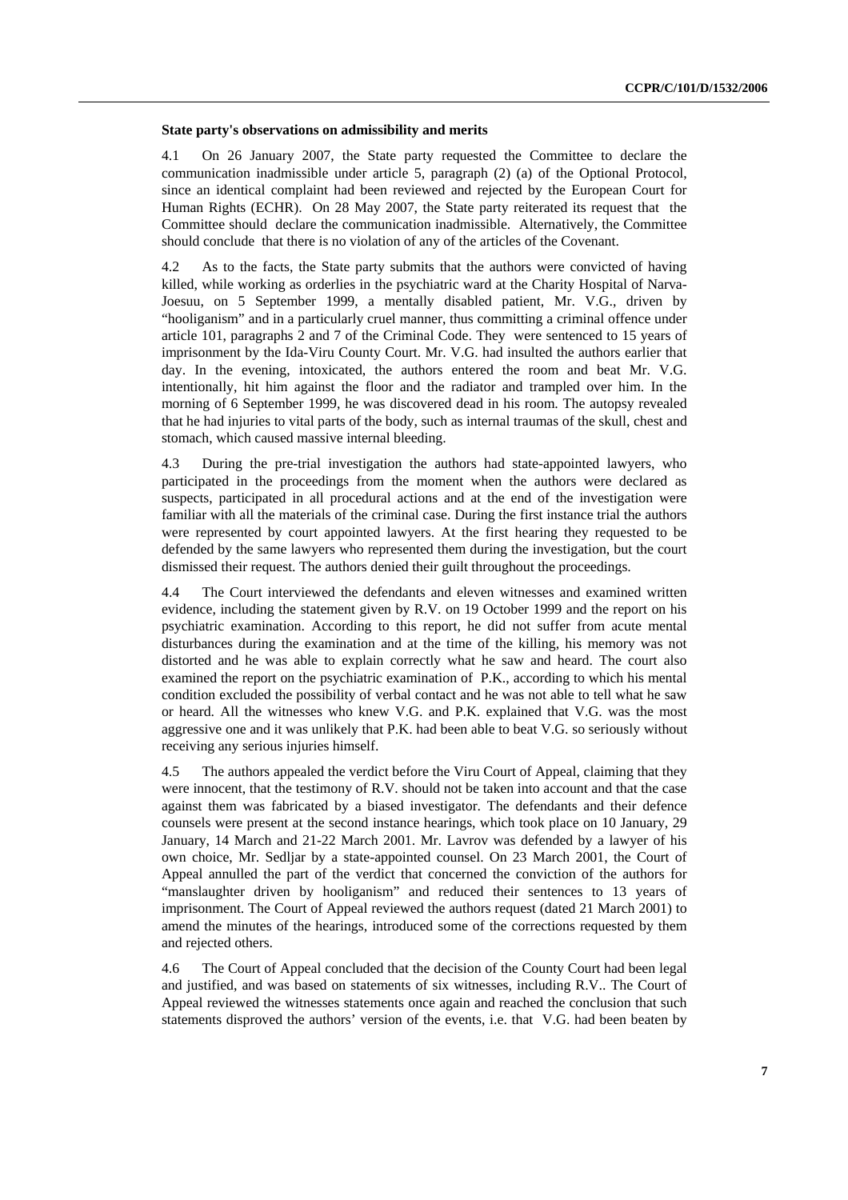**State party's observations on admissibility and merits**

4.1 On 26 January 2007, the State party requested the Committee to declare the communication inadmissible under article 5, paragraph (2) (a) of the Optional Protocol, since an identical complaint had been reviewed and rejected by the European Court for Human Rights (ECHR). On 28 May 2007, the State party reiterated its request that the Committee should declare the communication inadmissible. Alternatively, the Committee should conclude that there is no violation of any of the articles of the Covenant.

4.2 As to the facts, the State party submits that the authors were convicted of having killed, while working as orderlies in the psychiatric ward at the Charity Hospital of Narva-Joesuu, on 5 September 1999, a mentally disabled patient, Mr. V.G., driven by "hooliganism" and in a particularly cruel manner, thus committing a criminal offence under article 101, paragraphs 2 and 7 of the Criminal Code. They were sentenced to 15 years of imprisonment by the Ida-Viru County Court. Mr. V.G. had insulted the authors earlier that day. In the evening, intoxicated, the authors entered the room and beat Mr. V.G. intentionally, hit him against the floor and the radiator and trampled over him. In the morning of 6 September 1999, he was discovered dead in his room. The autopsy revealed that he had injuries to vital parts of the body, such as internal traumas of the skull, chest and stomach, which caused massive internal bleeding.

4.3 During the pre-trial investigation the authors had state-appointed lawyers, who participated in the proceedings from the moment when the authors were declared as suspects, participated in all procedural actions and at the end of the investigation were familiar with all the materials of the criminal case. During the first instance trial the authors were represented by court appointed lawyers. At the first hearing they requested to be defended by the same lawyers who represented them during the investigation, but the court dismissed their request. The authors denied their guilt throughout the proceedings.

4.4 The Court interviewed the defendants and eleven witnesses and examined written evidence, including the statement given by R.V. on 19 October 1999 and the report on his psychiatric examination. According to this report, he did not suffer from acute mental disturbances during the examination and at the time of the killing, his memory was not distorted and he was able to explain correctly what he saw and heard. The court also examined the report on the psychiatric examination of P.K., according to which his mental condition excluded the possibility of verbal contact and he was not able to tell what he saw or heard. All the witnesses who knew V.G. and P.K. explained that V.G. was the most aggressive one and it was unlikely that P.K. had been able to beat V.G. so seriously without receiving any serious injuries himself.

4.5 The authors appealed the verdict before the Viru Court of Appeal, claiming that they were innocent, that the testimony of R.V. should not be taken into account and that the case against them was fabricated by a biased investigator. The defendants and their defence counsels were present at the second instance hearings, which took place on 10 January, 29 January, 14 March and 21-22 March 2001. Mr. Lavrov was defended by a lawyer of his own choice, Mr. Sedljar by a state-appointed counsel. On 23 March 2001, the Court of Appeal annulled the part of the verdict that concerned the conviction of the authors for "manslaughter driven by hooliganism" and reduced their sentences to 13 years of imprisonment. The Court of Appeal reviewed the authors request (dated 21 March 2001) to amend the minutes of the hearings, introduced some of the corrections requested by them and rejected others.

4.6 The Court of Appeal concluded that the decision of the County Court had been legal and justified, and was based on statements of six witnesses, including R.V.. The Court of Appeal reviewed the witnesses statements once again and reached the conclusion that such statements disproved the authors' version of the events, i.e. that V.G. had been beaten by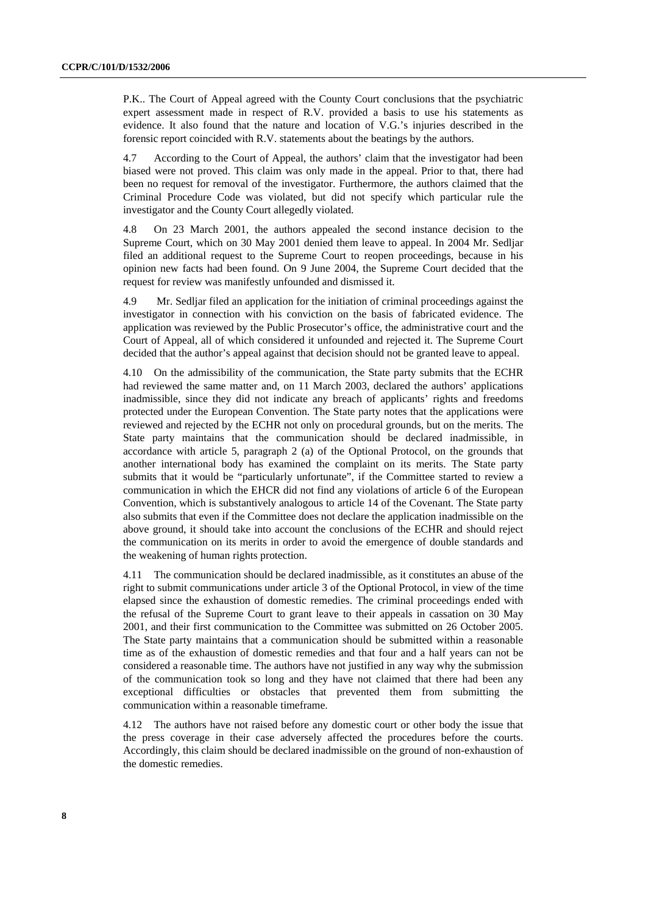P.K.. The Court of Appeal agreed with the County Court conclusions that the psychiatric expert assessment made in respect of R.V. provided a basis to use his statements as evidence. It also found that the nature and location of V.G.'s injuries described in the forensic report coincided with R.V. statements about the beatings by the authors.

4.7 According to the Court of Appeal, the authors' claim that the investigator had been biased were not proved. This claim was only made in the appeal. Prior to that, there had been no request for removal of the investigator. Furthermore, the authors claimed that the Criminal Procedure Code was violated, but did not specify which particular rule the investigator and the County Court allegedly violated.

4.8 On 23 March 2001, the authors appealed the second instance decision to the Supreme Court, which on 30 May 2001 denied them leave to appeal. In 2004 Mr. Sedljar filed an additional request to the Supreme Court to reopen proceedings, because in his opinion new facts had been found. On 9 June 2004, the Supreme Court decided that the request for review was manifestly unfounded and dismissed it.

4.9 Mr. Sedljar filed an application for the initiation of criminal proceedings against the investigator in connection with his conviction on the basis of fabricated evidence. The application was reviewed by the Public Prosecutor's office, the administrative court and the Court of Appeal, all of which considered it unfounded and rejected it. The Supreme Court decided that the author's appeal against that decision should not be granted leave to appeal.

4.10 On the admissibility of the communication, the State party submits that the ECHR had reviewed the same matter and, on 11 March 2003, declared the authors' applications inadmissible, since they did not indicate any breach of applicants' rights and freedoms protected under the European Convention. The State party notes that the applications were reviewed and rejected by the ECHR not only on procedural grounds, but on the merits. The State party maintains that the communication should be declared inadmissible, in accordance with article 5, paragraph 2 (a) of the Optional Protocol, on the grounds that another international body has examined the complaint on its merits. The State party submits that it would be "particularly unfortunate", if the Committee started to review a communication in which the EHCR did not find any violations of article 6 of the European Convention, which is substantively analogous to article 14 of the Covenant. The State party also submits that even if the Committee does not declare the application inadmissible on the above ground, it should take into account the conclusions of the ECHR and should reject the communication on its merits in order to avoid the emergence of double standards and the weakening of human rights protection.

4.11 The communication should be declared inadmissible, as it constitutes an abuse of the right to submit communications under article 3 of the Optional Protocol, in view of the time elapsed since the exhaustion of domestic remedies. The criminal proceedings ended with the refusal of the Supreme Court to grant leave to their appeals in cassation on 30 May 2001, and their first communication to the Committee was submitted on 26 October 2005. The State party maintains that a communication should be submitted within a reasonable time as of the exhaustion of domestic remedies and that four and a half years can not be considered a reasonable time. The authors have not justified in any way why the submission of the communication took so long and they have not claimed that there had been any exceptional difficulties or obstacles that prevented them from submitting the communication within a reasonable timeframe.

4.12 The authors have not raised before any domestic court or other body the issue that the press coverage in their case adversely affected the procedures before the courts. Accordingly, this claim should be declared inadmissible on the ground of non-exhaustion of the domestic remedies.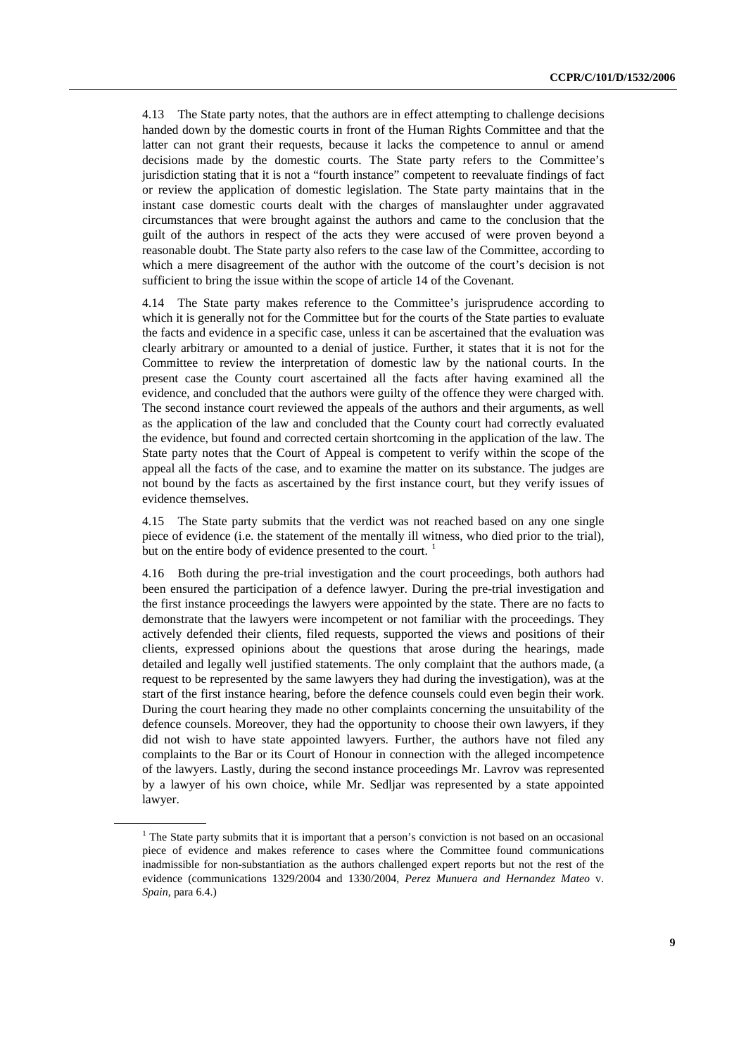4.13 The State party notes, that the authors are in effect attempting to challenge decisions handed down by the domestic courts in front of the Human Rights Committee and that the latter can not grant their requests, because it lacks the competence to annul or amend decisions made by the domestic courts. The State party refers to the Committee's jurisdiction stating that it is not a "fourth instance" competent to reevaluate findings of fact or review the application of domestic legislation. The State party maintains that in the instant case domestic courts dealt with the charges of manslaughter under aggravated circumstances that were brought against the authors and came to the conclusion that the guilt of the authors in respect of the acts they were accused of were proven beyond a reasonable doubt. The State party also refers to the case law of the Committee, according to which a mere disagreement of the author with the outcome of the court's decision is not sufficient to bring the issue within the scope of article 14 of the Covenant.

4.14 The State party makes reference to the Committee's jurisprudence according to which it is generally not for the Committee but for the courts of the State parties to evaluate the facts and evidence in a specific case, unless it can be ascertained that the evaluation was clearly arbitrary or amounted to a denial of justice. Further, it states that it is not for the Committee to review the interpretation of domestic law by the national courts. In the present case the County court ascertained all the facts after having examined all the evidence, and concluded that the authors were guilty of the offence they were charged with. The second instance court reviewed the appeals of the authors and their arguments, as well as the application of the law and concluded that the County court had correctly evaluated the evidence, but found and corrected certain shortcoming in the application of the law. The State party notes that the Court of Appeal is competent to verify within the scope of the appeal all the facts of the case, and to examine the matter on its substance. The judges are not bound by the facts as ascertained by the first instance court, but they verify issues of evidence themselves.

4.15 The State party submits that the verdict was not reached based on any one single piece of evidence (i.e. the statement of the mentally ill witness, who died prior to the trial), but on the entire body of evidence presented to the court. [1]

4.16 Both during the pre-trial investigation and the court proceedings, both authors had been ensured the participation of a defence lawyer. During the pre-trial investigation and the first instance proceedings the lawyers were appointed by the state. There are no facts to demonstrate that the lawyers were incompetent or not familiar with the proceedings. They actively defended their clients, filed requests, supported the views and positions of their clients, expressed opinions about the questions that arose during the hearings, made detailed and legally well justified statements. The only complaint that the authors made, (a request to be represented by the same lawyers they had during the investigation), was at the start of the first instance hearing, before the defence counsels could even begin their work. During the court hearing they made no other complaints concerning the unsuitability of the defence counsels. Moreover, they had the opportunity to choose their own lawyers, if they did not wish to have state appointed lawyers. Further, the authors have not filed any complaints to the Bar or its Court of Honour in connection with the alleged incompetence of the lawyers. Lastly, during the second instance proceedings Mr. Lavrov was represented by a lawyer of his own choice, while Mr. Sedljar was represented by a state appointed lawyer.

---

[1] The State party submits that it is important that a person's conviction is not based on an occasional piece of evidence and makes reference to cases where the Committee found communications inadmissible for non-substantiation as the authors challenged expert reports but not the rest of the evidence (communications 1329/2004 and 1330/2004, *Perez Munuera and Hernandez Mateo* v. *Spain*, para 6.4.)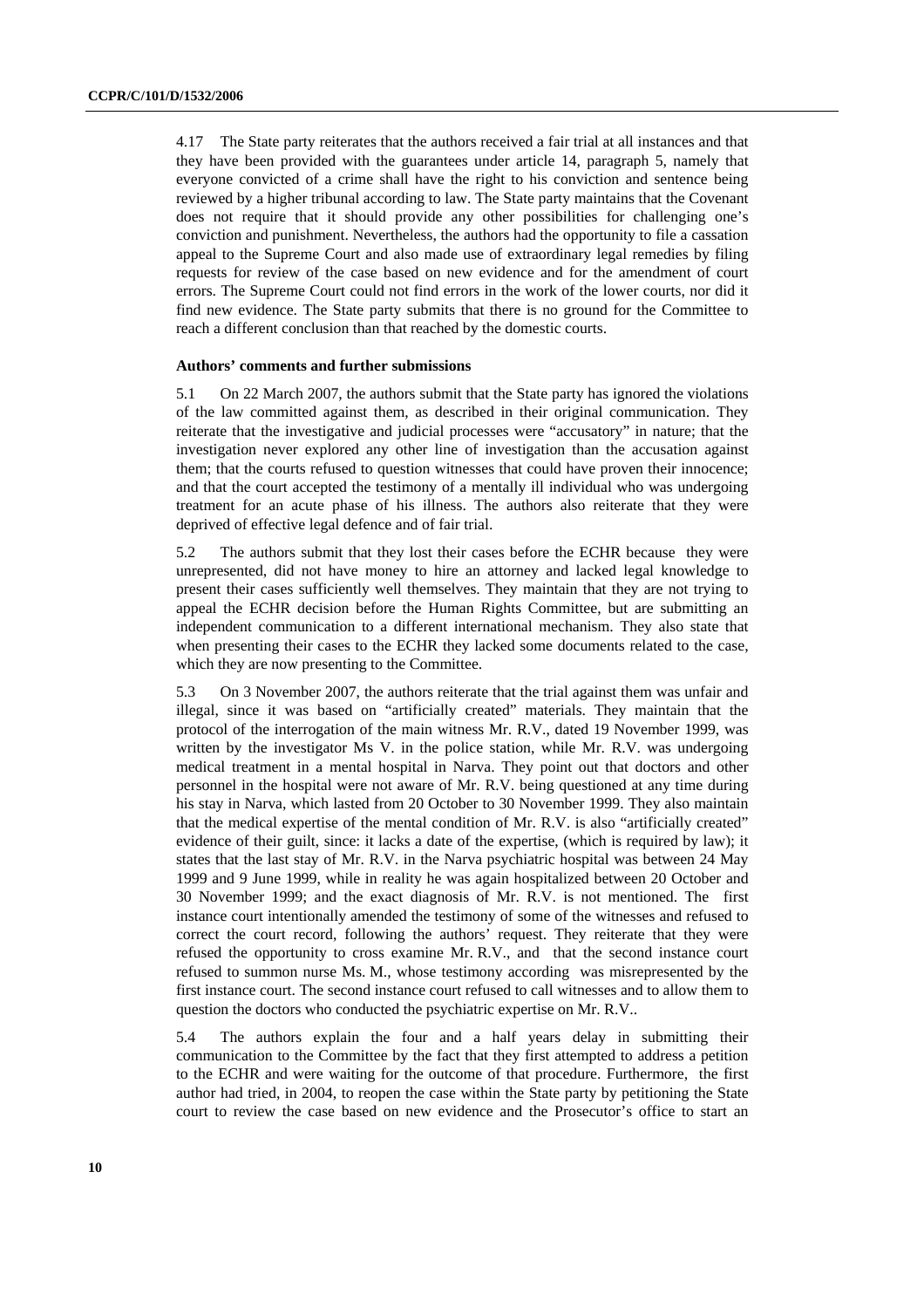4.17 The State party reiterates that the authors received a fair trial at all instances and that they have been provided with the guarantees under article 14, paragraph 5, namely that everyone convicted of a crime shall have the right to his conviction and sentence being reviewed by a higher tribunal according to law. The State party maintains that the Covenant does not require that it should provide any other possibilities for challenging one's conviction and punishment. Nevertheless, the authors had the opportunity to file a cassation appeal to the Supreme Court and also made use of extraordinary legal remedies by filing requests for review of the case based on new evidence and for the amendment of court errors. The Supreme Court could not find errors in the work of the lower courts, nor did it find new evidence. The State party submits that there is no ground for the Committee to reach a different conclusion than that reached by the domestic courts.

**Authors' comments and further submissions**

5.1 On 22 March 2007, the authors submit that the State party has ignored the violations of the law committed against them, as described in their original communication. They reiterate that the investigative and judicial processes were "accusatory" in nature; that the investigation never explored any other line of investigation than the accusation against them; that the courts refused to question witnesses that could have proven their innocence; and that the court accepted the testimony of a mentally ill individual who was undergoing treatment for an acute phase of his illness. The authors also reiterate that they were deprived of effective legal defence and of fair trial.

5.2 The authors submit that they lost their cases before the ECHR because they were unrepresented, did not have money to hire an attorney and lacked legal knowledge to present their cases sufficiently well themselves. They maintain that they are not trying to appeal the ECHR decision before the Human Rights Committee, but are submitting an independent communication to a different international mechanism. They also state that when presenting their cases to the ECHR they lacked some documents related to the case, which they are now presenting to the Committee.

5.3 On 3 November 2007, the authors reiterate that the trial against them was unfair and illegal, since it was based on "artificially created" materials. They maintain that the protocol of the interrogation of the main witness Mr. R.V., dated 19 November 1999, was written by the investigator Ms V. in the police station, while Mr. R.V. was undergoing medical treatment in a mental hospital in Narva. They point out that doctors and other personnel in the hospital were not aware of Mr. R.V. being questioned at any time during his stay in Narva, which lasted from 20 October to 30 November 1999. They also maintain that the medical expertise of the mental condition of Mr. R.V. is also "artificially created" evidence of their guilt, since: it lacks a date of the expertise, (which is required by law); it states that the last stay of Mr. R.V. in the Narva psychiatric hospital was between 24 May 1999 and 9 June 1999, while in reality he was again hospitalized between 20 October and 30 November 1999; and the exact diagnosis of Mr. R.V. is not mentioned. The first instance court intentionally amended the testimony of some of the witnesses and refused to correct the court record, following the authors' request. They reiterate that they were refused the opportunity to cross examine Mr. R.V., and that the second instance court refused to summon nurse Ms. M., whose testimony according was misrepresented by the first instance court. The second instance court refused to call witnesses and to allow them to question the doctors who conducted the psychiatric expertise on Mr. R.V..

5.4 The authors explain the four and a half years delay in submitting their communication to the Committee by the fact that they first attempted to address a petition to the ECHR and were waiting for the outcome of that procedure. Furthermore, the first author had tried, in 2004, to reopen the case within the State party by petitioning the State court to review the case based on new evidence and the Prosecutor's office to start an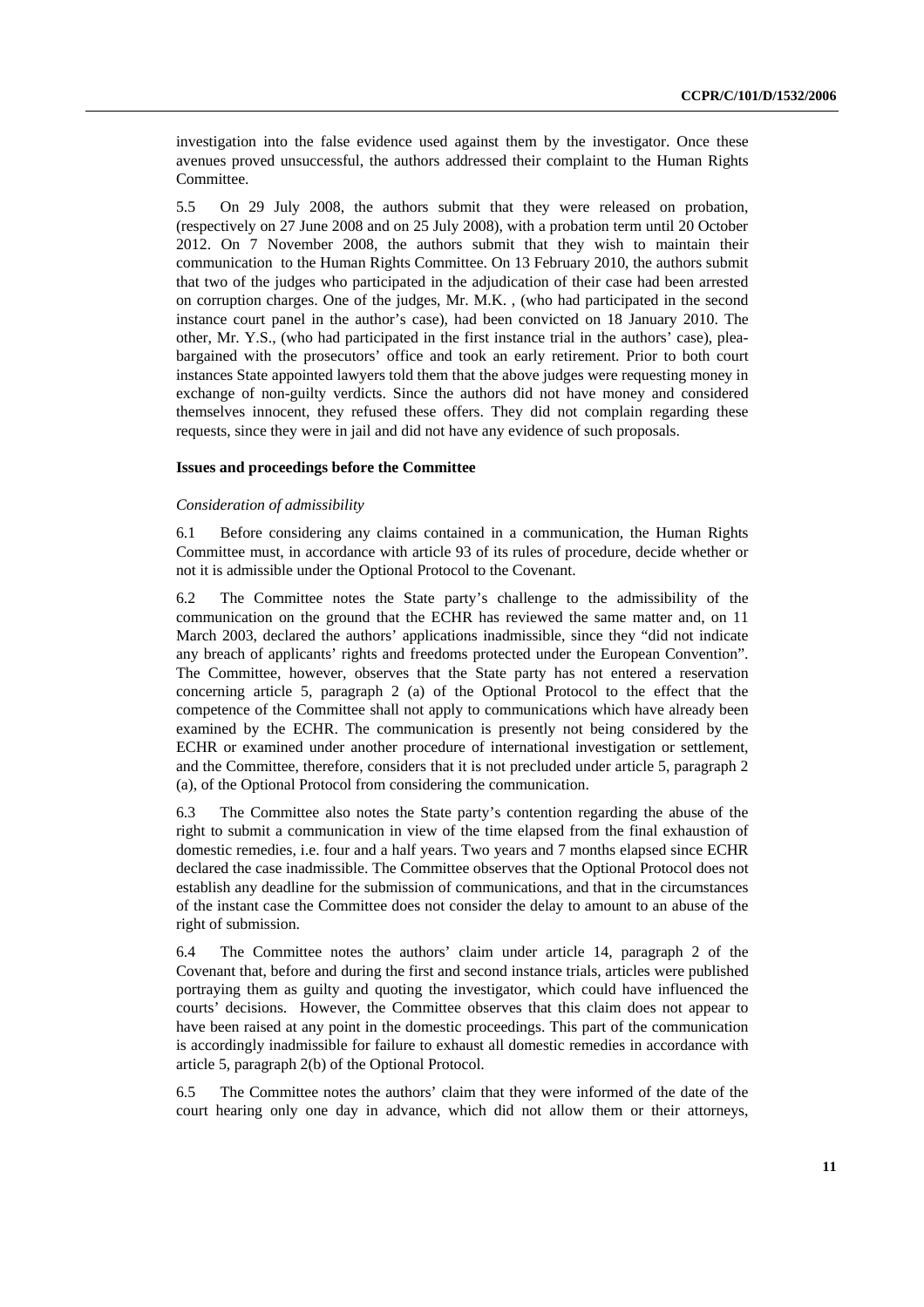investigation into the false evidence used against them by the investigator. Once these avenues proved unsuccessful, the authors addressed their complaint to the Human Rights Committee.

5.5 On 29 July 2008, the authors submit that they were released on probation, (respectively on 27 June 2008 and on 25 July 2008), with a probation term until 20 October 2012. On 7 November 2008, the authors submit that they wish to maintain their communication to the Human Rights Committee. On 13 February 2010, the authors submit that two of the judges who participated in the adjudication of their case had been arrested on corruption charges. One of the judges, Mr. M.K. , (who had participated in the second instance court panel in the author's case), had been convicted on 18 January 2010. The other, Mr. Y.S., (who had participated in the first instance trial in the authors' case), plea-bargained with the prosecutors' office and took an early retirement. Prior to both court instances State appointed lawyers told them that the above judges were requesting money in exchange of non-guilty verdicts. Since the authors did not have money and considered themselves innocent, they refused these offers. They did not complain regarding these requests, since they were in jail and did not have any evidence of such proposals.

### Issues and proceedings before the Committee

*Consideration of admissibility*

6.1 Before considering any claims contained in a communication, the Human Rights Committee must, in accordance with article 93 of its rules of procedure, decide whether or not it is admissible under the Optional Protocol to the Covenant.

6.2 The Committee notes the State party's challenge to the admissibility of the communication on the ground that the ECHR has reviewed the same matter and, on 11 March 2003, declared the authors' applications inadmissible, since they "did not indicate any breach of applicants' rights and freedoms protected under the European Convention". The Committee, however, observes that the State party has not entered a reservation concerning article 5, paragraph 2 (a) of the Optional Protocol to the effect that the competence of the Committee shall not apply to communications which have already been examined by the ECHR. The communication is presently not being considered by the ECHR or examined under another procedure of international investigation or settlement, and the Committee, therefore, considers that it is not precluded under article 5, paragraph 2 (a), of the Optional Protocol from considering the communication.

6.3 The Committee also notes the State party's contention regarding the abuse of the right to submit a communication in view of the time elapsed from the final exhaustion of domestic remedies, i.e. four and a half years. Two years and 7 months elapsed since ECHR declared the case inadmissible. The Committee observes that the Optional Protocol does not establish any deadline for the submission of communications, and that in the circumstances of the instant case the Committee does not consider the delay to amount to an abuse of the right of submission.

6.4 The Committee notes the authors' claim under article 14, paragraph 2 of the Covenant that, before and during the first and second instance trials, articles were published portraying them as guilty and quoting the investigator, which could have influenced the courts' decisions. However, the Committee observes that this claim does not appear to have been raised at any point in the domestic proceedings. This part of the communication is accordingly inadmissible for failure to exhaust all domestic remedies in accordance with article 5, paragraph 2(b) of the Optional Protocol.

6.5 The Committee notes the authors' claim that they were informed of the date of the court hearing only one day in advance, which did not allow them or their attorneys,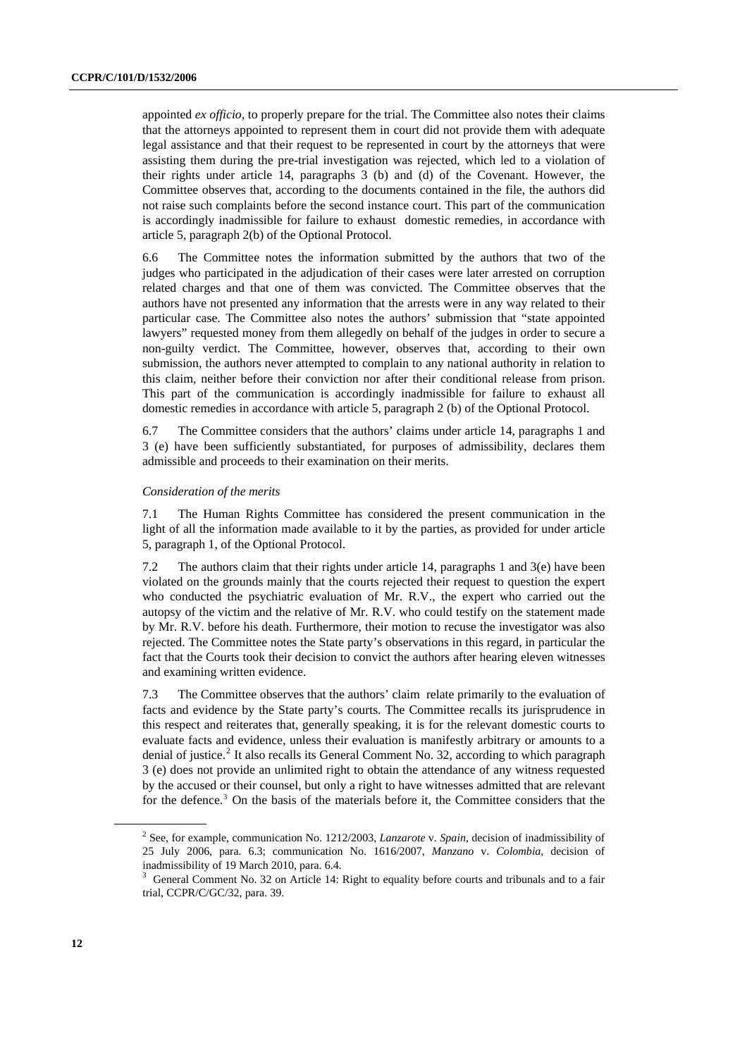appointed *ex officio*, to properly prepare for the trial. The Committee also notes their claims that the attorneys appointed to represent them in court did not provide them with adequate legal assistance and that their request to be represented in court by the attorneys that were assisting them during the pre-trial investigation was rejected, which led to a violation of their rights under article 14, paragraphs 3 (b) and (d) of the Covenant. However, the Committee observes that, according to the documents contained in the file, the authors did not raise such complaints before the second instance court. This part of the communication is accordingly inadmissible for failure to exhaust domestic remedies, in accordance with article 5, paragraph 2(b) of the Optional Protocol.

6.6 The Committee notes the information submitted by the authors that two of the judges who participated in the adjudication of their cases were later arrested on corruption related charges and that one of them was convicted. The Committee observes that the authors have not presented any information that the arrests were in any way related to their particular case. The Committee also notes the authors' submission that "state appointed lawyers" requested money from them allegedly on behalf of the judges in order to secure a non-guilty verdict. The Committee, however, observes that, according to their own submission, the authors never attempted to complain to any national authority in relation to this claim, neither before their conviction nor after their conditional release from prison. This part of the communication is accordingly inadmissible for failure to exhaust all domestic remedies in accordance with article 5, paragraph 2 (b) of the Optional Protocol.

6.7 The Committee considers that the authors' claims under article 14, paragraphs 1 and 3 (e) have been sufficiently substantiated, for purposes of admissibility, declares them admissible and proceeds to their examination on their merits.

*Consideration of the merits*

7.1 The Human Rights Committee has considered the present communication in the light of all the information made available to it by the parties, as provided for under article 5, paragraph 1, of the Optional Protocol.

7.2 The authors claim that their rights under article 14, paragraphs 1 and 3(e) have been violated on the grounds mainly that the courts rejected their request to question the expert who conducted the psychiatric evaluation of Mr. R.V., the expert who carried out the autopsy of the victim and the relative of Mr. R.V. who could testify on the statement made by Mr. R.V. before his death. Furthermore, their motion to recuse the investigator was also rejected. The Committee notes the State party's observations in this regard, in particular the fact that the Courts took their decision to convict the authors after hearing eleven witnesses and examining written evidence.

7.3 The Committee observes that the authors' claim relate primarily to the evaluation of facts and evidence by the State party's courts. The Committee recalls its jurisprudence in this respect and reiterates that, generally speaking, it is for the relevant domestic courts to evaluate facts and evidence, unless their evaluation is manifestly arbitrary or amounts to a denial of justice.[2] It also recalls its General Comment No. 32, according to which paragraph 3 (e) does not provide an unlimited right to obtain the attendance of any witness requested by the accused or their counsel, but only a right to have witnesses admitted that are relevant for the defence.[3] On the basis of the materials before it, the Committee considers that the

---

[2] See, for example, communication No. 1212/2003, *Lanzarote* v. *Spain*, decision of inadmissibility of 25 July 2006, para. 6.3; communication No. 1616/2007, *Manzano* v. *Colombia*, decision of inadmissibility of 19 March 2010, para. 6.4.

[3] General Comment No. 32 on Article 14: Right to equality before courts and tribunals and to a fair trial, CCPR/C/GC/32, para. 39.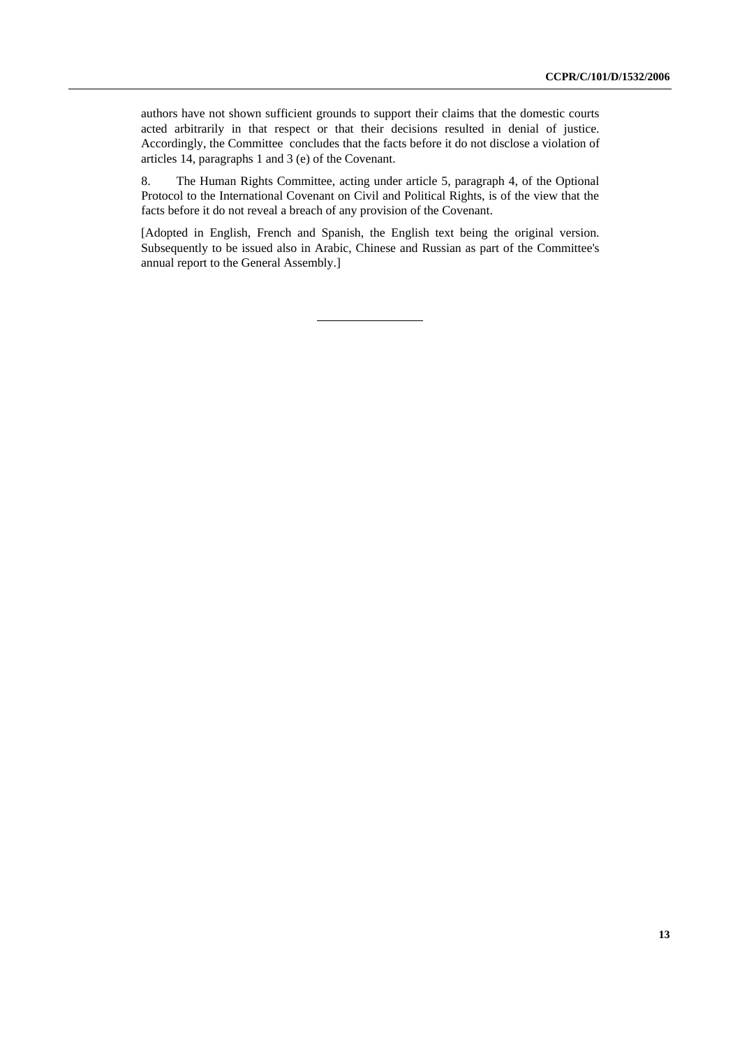authors have not shown sufficient grounds to support their claims that the domestic courts acted arbitrarily in that respect or that their decisions resulted in denial of justice. Accordingly, the Committee concludes that the facts before it do not disclose a violation of articles 14, paragraphs 1 and 3 (e) of the Covenant.

8. The Human Rights Committee, acting under article 5, paragraph 4, of the Optional Protocol to the International Covenant on Civil and Political Rights, is of the view that the facts before it do not reveal a breach of any provision of the Covenant.

[Adopted in English, French and Spanish, the English text being the original version. Subsequently to be issued also in Arabic, Chinese and Russian as part of the Committee's annual report to the General Assembly.]